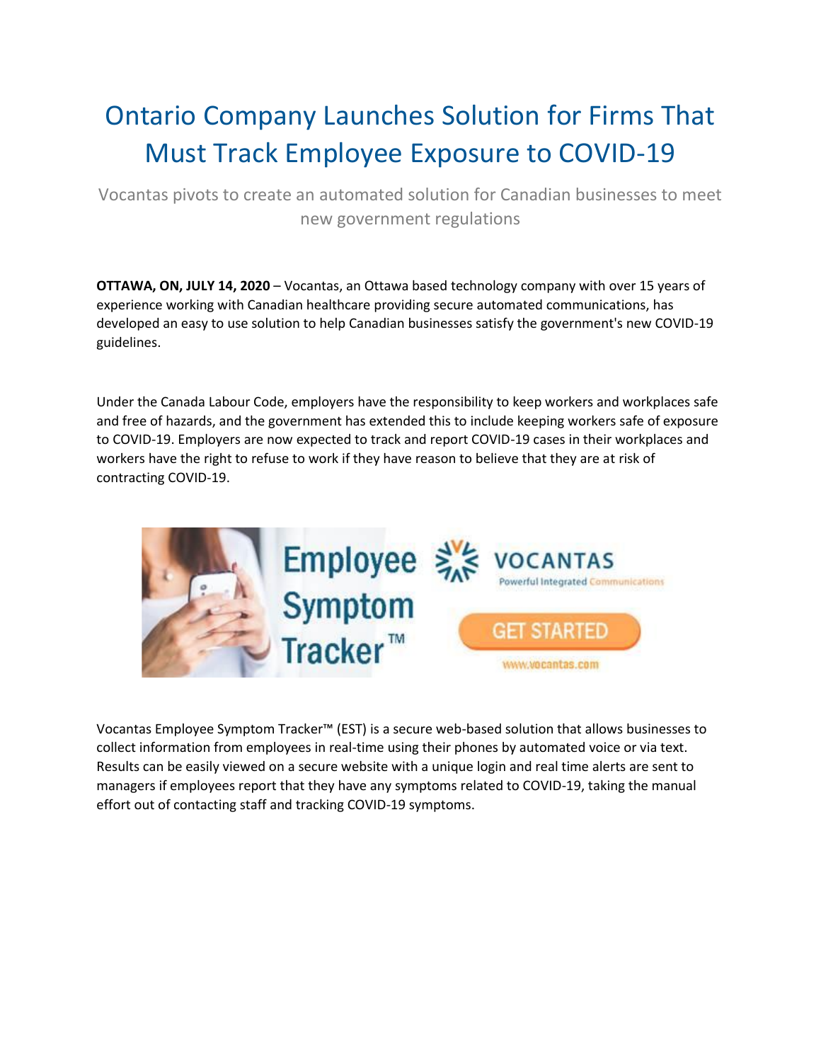# Ontario Company Launches Solution for Firms That Must Track Employee Exposure to COVID-19

Vocantas pivots to create an automated solution for Canadian businesses to meet new government regulations

**OTTAWA, ON, JULY 14, 2020** – Vocantas, an Ottawa based technology company with over 15 years of experience working with Canadian healthcare providing secure automated communications, has developed an easy to use solution to help Canadian businesses satisfy the government's new COVID-19 guidelines.

Under the Canada Labour Code, employers have the responsibility to keep workers and workplaces safe and free of hazards, and the government has extended this to include keeping workers safe of exposure to COVID-19. Employers are now expected to track and report COVID-19 cases in their workplaces and workers have the right to refuse to work if they have reason to believe that they are at risk of contracting COVID-19.

Vocantas Employee Symptom Tracker™ (EST) is a secure web-based solution that allows businesses to collect information from employees in real-time using their phones by automated voice or via text. Results can be easily viewed on a secure website with a unique login and real time alerts are sent to managers if employees report that they have any symptoms related to COVID-19, taking the manual effort out of contacting staff and tracking COVID-19 symptoms.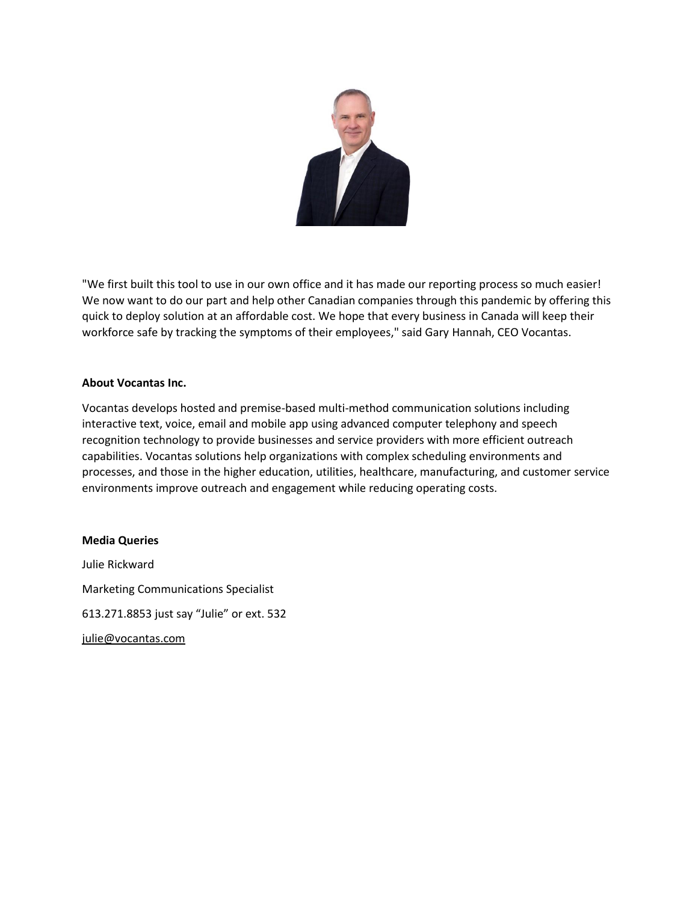"We first built this tool to use in our own office and it has made our reporting process so much easier! We now want to do our part and help other Canadian companies through this pandemic by offering this quick to deploy solution at an affordable cost. We hope that every business in Canada will keep their workforce safe by tracking the symptoms of their employees," said Gary Hannah, CEO Vocantas.

**About Vocantas Inc.**

Vocantas develops hosted and premise-based multi-method communication solutions including interactive text, voice, email and mobile app using advanced computer telephony and speech recognition technology to provide businesses and service providers with more efficient outreach capabilities. Vocantas solutions help organizations with complex scheduling environments and processes, and those in the higher education, utilities, healthcare, manufacturing, and customer service environments improve outreach and engagement while reducing operating costs.

**Media Queries**

Julie Rickward

Marketing Communications Specialist

613.271.8853 just say "Julie" or ext. 532

julie@vocantas.com